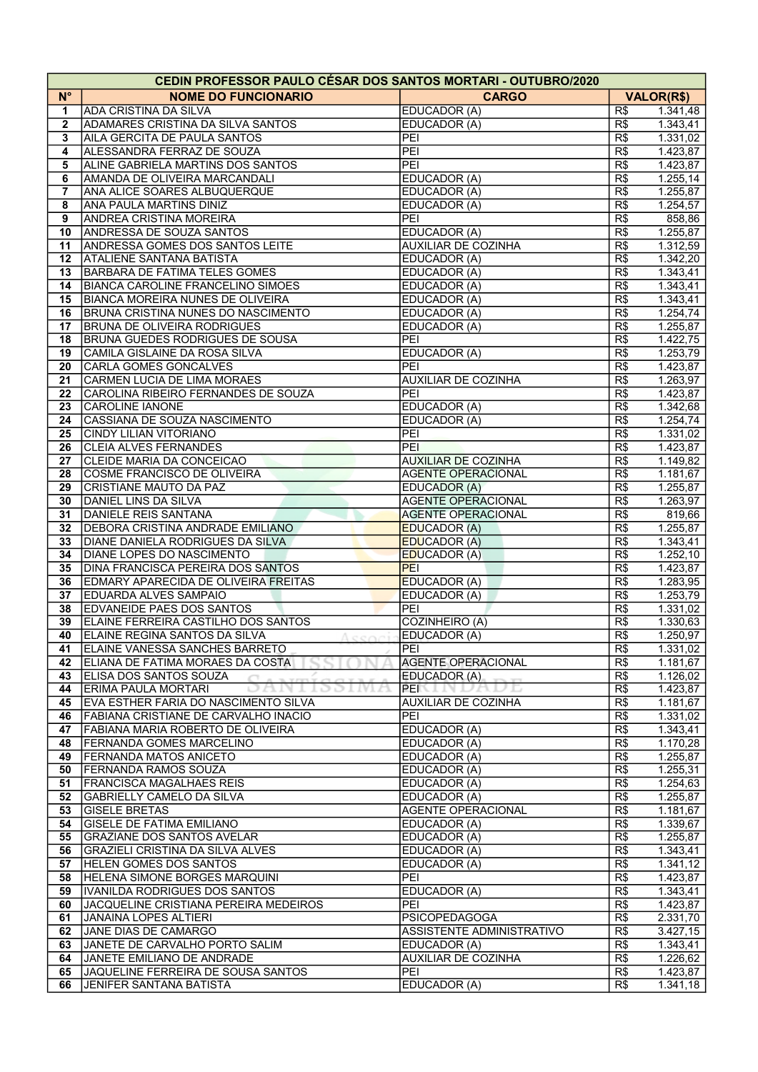| CEDIN PROFESSOR PAULO CÉSAR DOS SANTOS MORTARI - OUTUBRO/2020 | | | |
|---|---|---|---|
| **N°** | **NOME DO FUNCIONARIO** | **CARGO** | **VALOR(R$)** |
| 1 | ADA CRISTINA DA SILVA | EDUCADOR (A) | R$ 1.341,48 |
| 2 | ADAMARES CRISTINA DA SILVA SANTOS | EDUCADOR (A) | R$ 1.343,41 |
| 3 | AILA GERCITA DE PAULA SANTOS | PEI | R$ 1.331,02 |
| 4 | ALESSANDRA FERRAZ DE SOUZA | PEI | R$ 1.423,87 |
| 5 | ALINE GABRIELA MARTINS DOS SANTOS | PEI | R$ 1.423,87 |
| 6 | AMANDA DE OLIVEIRA MARCANDALI | EDUCADOR (A) | R$ 1.255,14 |
| 7 | ANA ALICE SOARES ALBUQUERQUE | EDUCADOR (A) | R$ 1.255,87 |
| 8 | ANA PAULA MARTINS DINIZ | EDUCADOR (A) | R$ 1.254,57 |
| 9 | ANDREA CRISTINA MOREIRA | PEI | R$ 858,86 |
| 10 | ANDRESSA DE SOUZA SANTOS | EDUCADOR (A) | R$ 1.255,87 |
| 11 | ANDRESSA GOMES DOS SANTOS LEITE | AUXILIAR DE COZINHA | R$ 1.312,59 |
| 12 | ATALIENE SANTANA BATISTA | EDUCADOR (A) | R$ 1.342,20 |
| 13 | BARBARA DE FATIMA TELES GOMES | EDUCADOR (A) | R$ 1.343,41 |
| 14 | BIANCA CAROLINE FRANCELINO SIMOES | EDUCADOR (A) | R$ 1.343,41 |
| 15 | BIANCA MOREIRA NUNES DE OLIVEIRA | EDUCADOR (A) | R$ 1.343,41 |
| 16 | BRUNA CRISTINA NUNES DO NASCIMENTO | EDUCADOR (A) | R$ 1.254,74 |
| 17 | BRUNA DE OLIVEIRA RODRIGUES | EDUCADOR (A) | R$ 1.255,87 |
| 18 | BRUNA GUEDES RODRIGUES DE SOUSA | PEI | R$ 1.422,75 |
| 19 | CAMILA GISLAINE DA ROSA SILVA | EDUCADOR (A) | R$ 1.253,79 |
| 20 | CARLA GOMES GONCALVES | PEI | R$ 1.423,87 |
| 21 | CARMEN LUCIA DE LIMA MORAES | AUXILIAR DE COZINHA | R$ 1.263,97 |
| 22 | CAROLINA RIBEIRO FERNANDES DE SOUZA | PEI | R$ 1.423,87 |
| 23 | CAROLINE IANONE | EDUCADOR (A) | R$ 1.342,68 |
| 24 | CASSIANA DE SOUZA NASCIMENTO | EDUCADOR (A) | R$ 1.254,74 |
| 25 | CINDY LILIAN VITORIANO | PEI | R$ 1.331,02 |
| 26 | CLEIA ALVES FERNANDES | PEI | R$ 1.423,87 |
| 27 | CLEIDE MARIA DA CONCEICAO | AUXILIAR DE COZINHA | R$ 1.149,82 |
| 28 | COSME FRANCISCO DE OLIVEIRA | AGENTE OPERACIONAL | R$ 1.181,67 |
| 29 | CRISTIANE MAUTO DA PAZ | EDUCADOR (A) | R$ 1.255,87 |
| 30 | DANIEL LINS DA SILVA | AGENTE OPERACIONAL | R$ 1.263,97 |
| 31 | DANIELE REIS SANTANA | AGENTE OPERACIONAL | R$ 819,66 |
| 32 | DEBORA CRISTINA ANDRADE EMILIANO | EDUCADOR (A) | R$ 1.255,87 |
| 33 | DIANE DANIELA RODRIGUES DA SILVA | EDUCADOR (A) | R$ 1.343,41 |
| 34 | DIANE LOPES DO NASCIMENTO | EDUCADOR (A) | R$ 1.252,10 |
| 35 | DINA FRANCISCA PEREIRA DOS SANTOS | PEI | R$ 1.423,87 |
| 36 | EDMARY APARECIDA DE OLIVEIRA FREITAS | EDUCADOR (A) | R$ 1.283,95 |
| 37 | EDUARDA ALVES SAMPAIO | EDUCADOR (A) | R$ 1.253,79 |
| 38 | EDVANEIDE PAES DOS SANTOS | PEI | R$ 1.331,02 |
| 39 | ELAINE FERREIRA CASTILHO DOS SANTOS | COZINHEIRO (A) | R$ 1.330,63 |
| 40 | ELAINE REGINA SANTOS DA SILVA | EDUCADOR (A) | R$ 1.250,97 |
| 41 | ELAINE VANESSA SANCHES BARRETO | PEI | R$ 1.331,02 |
| 42 | ELIANA DE FATIMA MORAES DA COSTA | AGENTE OPERACIONAL | R$ 1.181,67 |
| 43 | ELISA DOS SANTOS SOUZA | EDUCADOR (A) | R$ 1.126,02 |
| 44 | ERIMA PAULA MORTARI | PEI | R$ 1.423,87 |
| 45 | EVA ESTHER FARIA DO NASCIMENTO SILVA | AUXILIAR DE COZINHA | R$ 1.181,67 |
| 46 | FABIANA CRISTIANE DE CARVALHO INACIO | PEI | R$ 1.331,02 |
| 47 | FABIANA MARIA ROBERTO DE OLIVEIRA | EDUCADOR (A) | R$ 1.343,41 |
| 48 | FERNANDA GOMES MARCELINO | EDUCADOR (A) | R$ 1.170,28 |
| 49 | FERNANDA MATOS ANICETO | EDUCADOR (A) | R$ 1.255,87 |
| 50 | FERNANDA RAMOS SOUZA | EDUCADOR (A) | R$ 1.255,31 |
| 51 | FRANCISCA MAGALHAES REIS | EDUCADOR (A) | R$ 1.254,63 |
| 52 | GABRIELLY CAMELO DA SILVA | EDUCADOR (A) | R$ 1.255,87 |
| 53 | GISELE BRETAS | AGENTE OPERACIONAL | R$ 1.181,67 |
| 54 | GISELE DE FATIMA EMILIANO | EDUCADOR (A) | R$ 1.339,67 |
| 55 | GRAZIANE DOS SANTOS AVELAR | EDUCADOR (A) | R$ 1.255,87 |
| 56 | GRAZIELI CRISTINA DA SILVA ALVES | EDUCADOR (A) | R$ 1.343,41 |
| 57 | HELEN GOMES DOS SANTOS | EDUCADOR (A) | R$ 1.341,12 |
| 58 | HELENA SIMONE BORGES MARQUINI | PEI | R$ 1.423,87 |
| 59 | IVANILDA RODRIGUES DOS SANTOS | EDUCADOR (A) | R$ 1.343,41 |
| 60 | JACQUELINE CRISTIANA PEREIRA MEDEIROS | PEI | R$ 1.423,87 |
| 61 | JANAINA LOPES ALTIERI | PSICOPEDAGOGA | R$ 2.331,70 |
| 62 | JANE DIAS DE CAMARGO | ASSISTENTE ADMINISTRATIVO | R$ 3.427,15 |
| 63 | JANETE DE CARVALHO PORTO SALIM | EDUCADOR (A) | R$ 1.343,41 |
| 64 | JANETE EMILIANO DE ANDRADE | AUXILIAR DE COZINHA | R$ 1.226,62 |
| 65 | JAQUELINE FERREIRA DE SOUSA SANTOS | PEI | R$ 1.423,87 |
| 66 | JENIFER SANTANA BATISTA | EDUCADOR (A) | R$ 1.341,18 |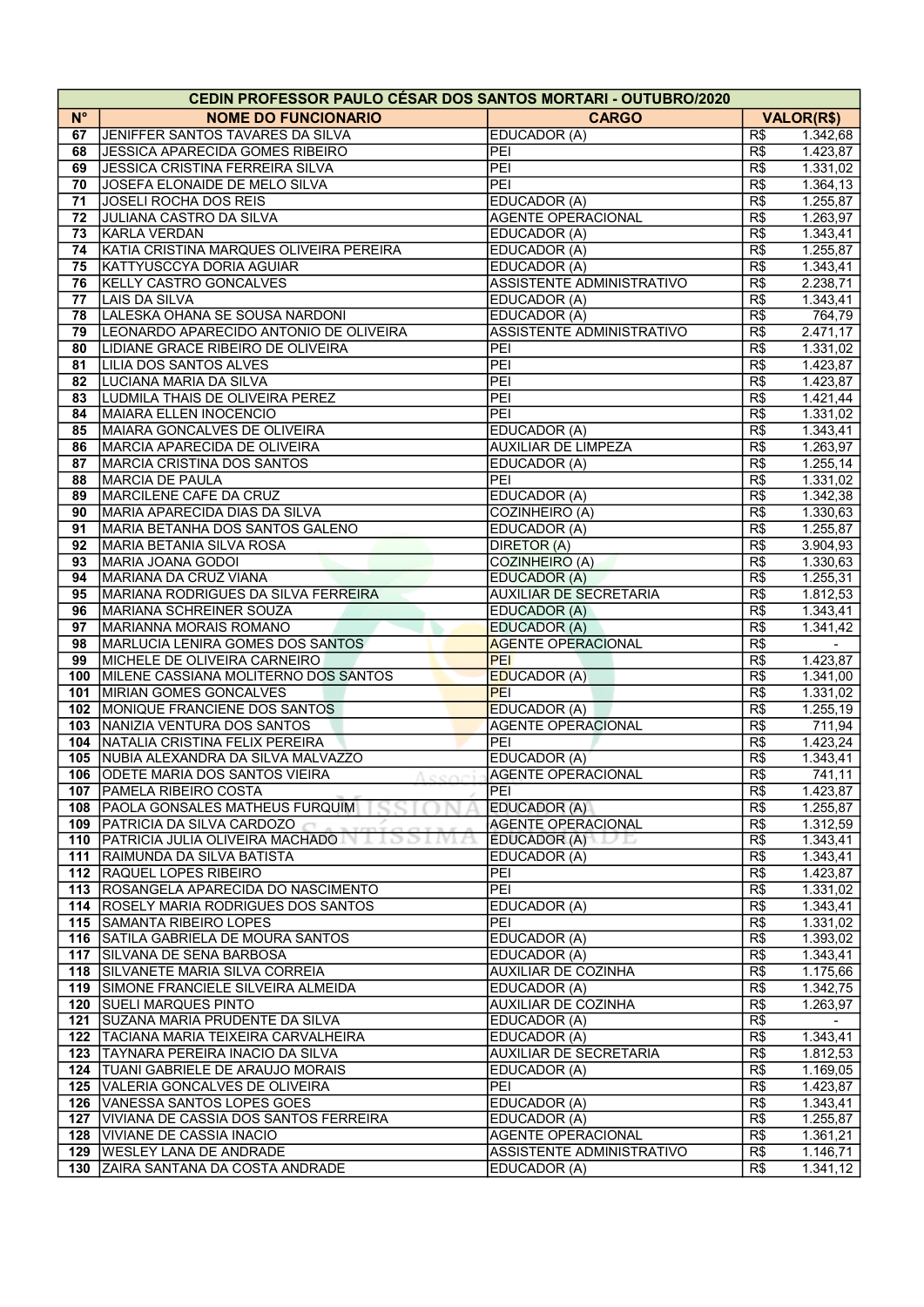| CEDIN PROFESSOR PAULO CÉSAR DOS SANTOS MORTARI - OUTUBRO/2020 | | | |
|---|---|---|---|
| **N°** | **NOME DO FUNCIONARIO** | **CARGO** | **VALOR(R$)** |
| 67 | JENIFFER SANTOS TAVARES DA SILVA | EDUCADOR (A) | R$ 1.342,68 |
| 68 | JESSICA APARECIDA GOMES RIBEIRO | PEI | R$ 1.423,87 |
| 69 | JESSICA CRISTINA FERREIRA SILVA | PEI | R$ 1.331,02 |
| 70 | JOSEFA ELONAIDE DE MELO SILVA | PEI | R$ 1.364,13 |
| 71 | JOSELI ROCHA DOS REIS | EDUCADOR (A) | R$ 1.255,87 |
| 72 | JULIANA CASTRO DA SILVA | AGENTE OPERACIONAL | R$ 1.263,97 |
| 73 | KARLA VERDAN | EDUCADOR (A) | R$ 1.343,41 |
| 74 | KATIA CRISTINA MARQUES OLIVEIRA PEREIRA | EDUCADOR (A) | R$ 1.255,87 |
| 75 | KATTYUSCCYA DORIA AGUIAR | EDUCADOR (A) | R$ 1.343,41 |
| 76 | KELLY CASTRO GONCALVES | ASSISTENTE ADMINISTRATIVO | R$ 2.238,71 |
| 77 | LAIS DA SILVA | EDUCADOR (A) | R$ 1.343,41 |
| 78 | LALESKA OHANA SE SOUSA NARDONI | EDUCADOR (A) | R$ 764,79 |
| 79 | LEONARDO APARECIDO ANTONIO DE OLIVEIRA | ASSISTENTE ADMINISTRATIVO | R$ 2.471,17 |
| 80 | LIDIANE GRACE RIBEIRO DE OLIVEIRA | PEI | R$ 1.331,02 |
| 81 | LILIA DOS SANTOS ALVES | PEI | R$ 1.423,87 |
| 82 | LUCIANA MARIA DA SILVA | PEI | R$ 1.423,87 |
| 83 | LUDMILA THAIS DE OLIVEIRA PEREZ | PEI | R$ 1.421,44 |
| 84 | MAIARA ELLEN INOCENCIO | PEI | R$ 1.331,02 |
| 85 | MAIARA GONCALVES DE OLIVEIRA | EDUCADOR (A) | R$ 1.343,41 |
| 86 | MARCIA APARECIDA DE OLIVEIRA | AUXILIAR DE LIMPEZA | R$ 1.263,97 |
| 87 | MARCIA CRISTINA DOS SANTOS | EDUCADOR (A) | R$ 1.255,14 |
| 88 | MARCIA DE PAULA | PEI | R$ 1.331,02 |
| 89 | MARCILENE CAFE DA CRUZ | EDUCADOR (A) | R$ 1.342,38 |
| 90 | MARIA APARECIDA DIAS DA SILVA | COZINHEIRO (A) | R$ 1.330,63 |
| 91 | MARIA BETANHA DOS SANTOS GALENO | EDUCADOR (A) | R$ 1.255,87 |
| 92 | MARIA BETANIA SILVA ROSA | DIRETOR (A) | R$ 3.904,93 |
| 93 | MARIA JOANA GODOI | COZINHEIRO (A) | R$ 1.330,63 |
| 94 | MARIANA DA CRUZ VIANA | EDUCADOR (A) | R$ 1.255,31 |
| 95 | MARIANA RODRIGUES DA SILVA FERREIRA | AUXILIAR DE SECRETARIA | R$ 1.812,53 |
| 96 | MARIANA SCHREINER SOUZA | EDUCADOR (A) | R$ 1.343,41 |
| 97 | MARIANNA MORAIS ROMANO | EDUCADOR (A) | R$ 1.341,42 |
| 98 | MARLUCIA LENIRA GOMES DOS SANTOS | AGENTE OPERACIONAL | R$ - |
| 99 | MICHELE DE OLIVEIRA CARNEIRO | PEI | R$ 1.423,87 |
| 100 | MILENE CASSIANA MOLITERNO DOS SANTOS | EDUCADOR (A) | R$ 1.341,00 |
| 101 | MIRIAN GOMES GONCALVES | PEI | R$ 1.331,02 |
| 102 | MONIQUE FRANCIENE DOS SANTOS | EDUCADOR (A) | R$ 1.255,19 |
| 103 | NANIZIA VENTURA DOS SANTOS | AGENTE OPERACIONAL | R$ 711,94 |
| 104 | NATALIA CRISTINA FELIX PEREIRA | PEI | R$ 1.423,24 |
| 105 | NUBIA ALEXANDRA DA SILVA MALVAZZO | EDUCADOR (A) | R$ 1.343,41 |
| 106 | ODETE MARIA DOS SANTOS VIEIRA | AGENTE OPERACIONAL | R$ 741,11 |
| 107 | PAMELA RIBEIRO COSTA | PEI | R$ 1.423,87 |
| 108 | PAOLA GONSALES MATHEUS FURQUIM | EDUCADOR (A) | R$ 1.255,87 |
| 109 | PATRICIA DA SILVA CARDOZO | AGENTE OPERACIONAL | R$ 1.312,59 |
| 110 | PATRICIA JULIA OLIVEIRA MACHADO | EDUCADOR (A) | R$ 1.343,41 |
| 111 | RAIMUNDA DA SILVA BATISTA | EDUCADOR (A) | R$ 1.343,41 |
| 112 | RAQUEL LOPES RIBEIRO | PEI | R$ 1.423,87 |
| 113 | ROSANGELA APARECIDA DO NASCIMENTO | PEI | R$ 1.331,02 |
| 114 | ROSELY MARIA RODRIGUES DOS SANTOS | EDUCADOR (A) | R$ 1.343,41 |
| 115 | SAMANTA RIBEIRO LOPES | PEI | R$ 1.331,02 |
| 116 | SATILA GABRIELA DE MOURA SANTOS | EDUCADOR (A) | R$ 1.393,02 |
| 117 | SILVANA DE SENA BARBOSA | EDUCADOR (A) | R$ 1.343,41 |
| 118 | SILVANETE MARIA SILVA CORREIA | AUXILIAR DE COZINHA | R$ 1.175,66 |
| 119 | SIMONE FRANCIELE SILVEIRA ALMEIDA | EDUCADOR (A) | R$ 1.342,75 |
| 120 | SUELI MARQUES PINTO | AUXILIAR DE COZINHA | R$ 1.263,97 |
| 121 | SUZANA MARIA PRUDENTE DA SILVA | EDUCADOR (A) | R$ - |
| 122 | TACIANA MARIA TEIXEIRA CARVALHEIRA | EDUCADOR (A) | R$ 1.343,41 |
| 123 | TAYNARA PEREIRA INACIO DA SILVA | AUXILIAR DE SECRETARIA | R$ 1.812,53 |
| 124 | TUANI GABRIELE DE ARAUJO MORAIS | EDUCADOR (A) | R$ 1.169,05 |
| 125 | VALERIA GONCALVES DE OLIVEIRA | PEI | R$ 1.423,87 |
| 126 | VANESSA SANTOS LOPES GOES | EDUCADOR (A) | R$ 1.343,41 |
| 127 | VIVIANA DE CASSIA DOS SANTOS FERREIRA | EDUCADOR (A) | R$ 1.255,87 |
| 128 | VIVIANE DE CASSIA INACIO | AGENTE OPERACIONAL | R$ 1.361,21 |
| 129 | WESLEY LANA DE ANDRADE | ASSISTENTE ADMINISTRATIVO | R$ 1.146,71 |
| 130 | ZAIRA SANTANA DA COSTA ANDRADE | EDUCADOR (A) | R$ 1.341,12 |